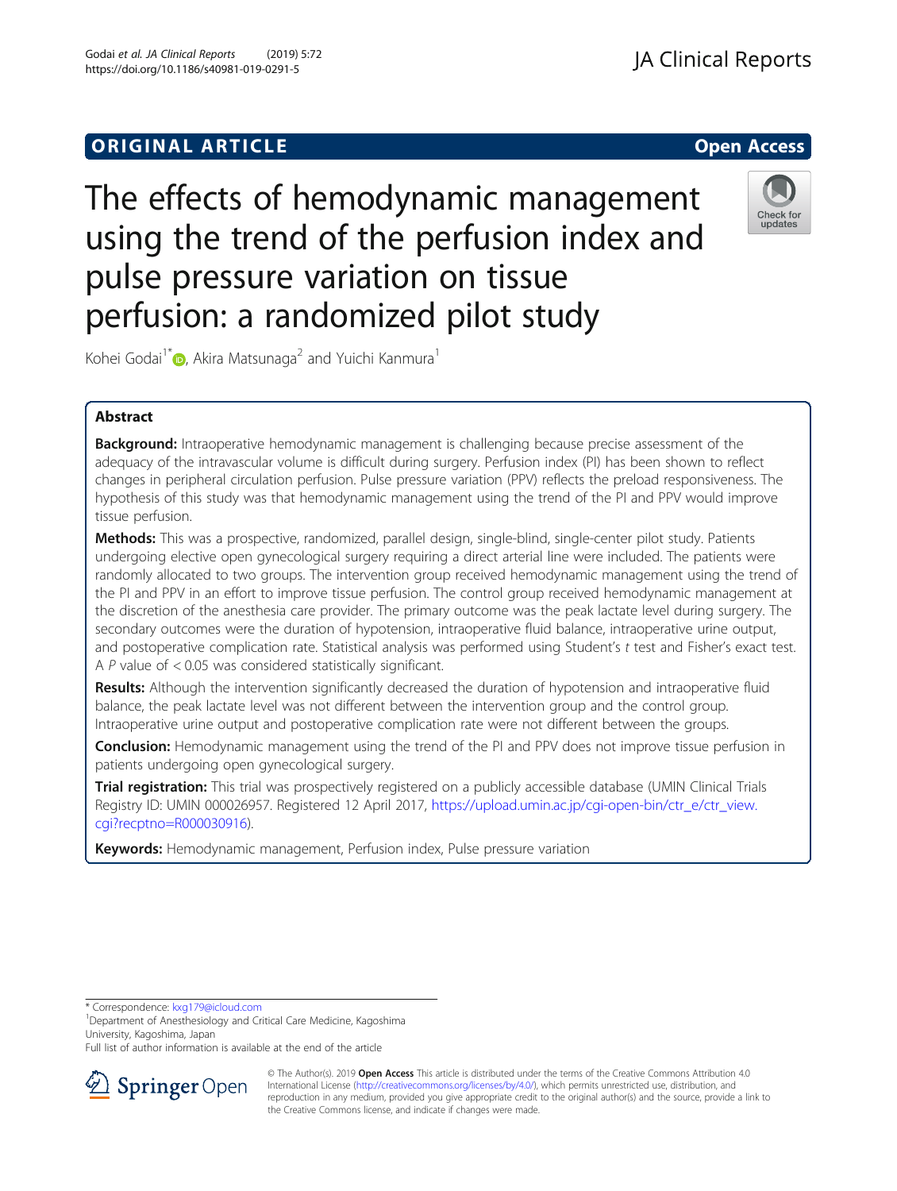ORIGINAL ARTICLE

Open Access

# The effects of hemodynamic management using the trend of the perfusion index and pulse pressure variation on tissue perfusion: a randomized pilot study

Kohei Godai[1*], Akira Matsunaga[2] and Yuichi Kanmura[1]

## Abstract

**Background:** Intraoperative hemodynamic management is challenging because precise assessment of the adequacy of the intravascular volume is difficult during surgery. Perfusion index (PI) has been shown to reflect changes in peripheral circulation perfusion. Pulse pressure variation (PPV) reflects the preload responsiveness. The hypothesis of this study was that hemodynamic management using the trend of the PI and PPV would improve tissue perfusion.

**Methods:** This was a prospective, randomized, parallel design, single-blind, single-center pilot study. Patients undergoing elective open gynecological surgery requiring a direct arterial line were included. The patients were randomly allocated to two groups. The intervention group received hemodynamic management using the trend of the PI and PPV in an effort to improve tissue perfusion. The control group received hemodynamic management at the discretion of the anesthesia care provider. The primary outcome was the peak lactate level during surgery. The secondary outcomes were the duration of hypotension, intraoperative fluid balance, intraoperative urine output, and postoperative complication rate. Statistical analysis was performed using Student's *t* test and Fisher's exact test. A *P* value of < 0.05 was considered statistically significant.

**Results:** Although the intervention significantly decreased the duration of hypotension and intraoperative fluid balance, the peak lactate level was not different between the intervention group and the control group. Intraoperative urine output and postoperative complication rate were not different between the groups.

**Conclusion:** Hemodynamic management using the trend of the PI and PPV does not improve tissue perfusion in patients undergoing open gynecological surgery.

**Trial registration:** This trial was prospectively registered on a publicly accessible database (UMIN Clinical Trials Registry ID: UMIN 000026957. Registered 12 April 2017, https://upload.umin.ac.jp/cgi-open-bin/ctr_e/ctr_view.cgi?recptno=R000030916).

**Keywords:** Hemodynamic management, Perfusion index, Pulse pressure variation

---

* Correspondence: kxg179@icloud.com
[1] Department of Anesthesiology and Critical Care Medicine, Kagoshima University, Kagoshima, Japan
Full list of author information is available at the end of the article

© The Author(s). 2019 **Open Access** This article is distributed under the terms of the Creative Commons Attribution 4.0 International License (http://creativecommons.org/licenses/by/4.0/), which permits unrestricted use, distribution, and reproduction in any medium, provided you give appropriate credit to the original author(s) and the source, provide a link to the Creative Commons license, and indicate if changes were made.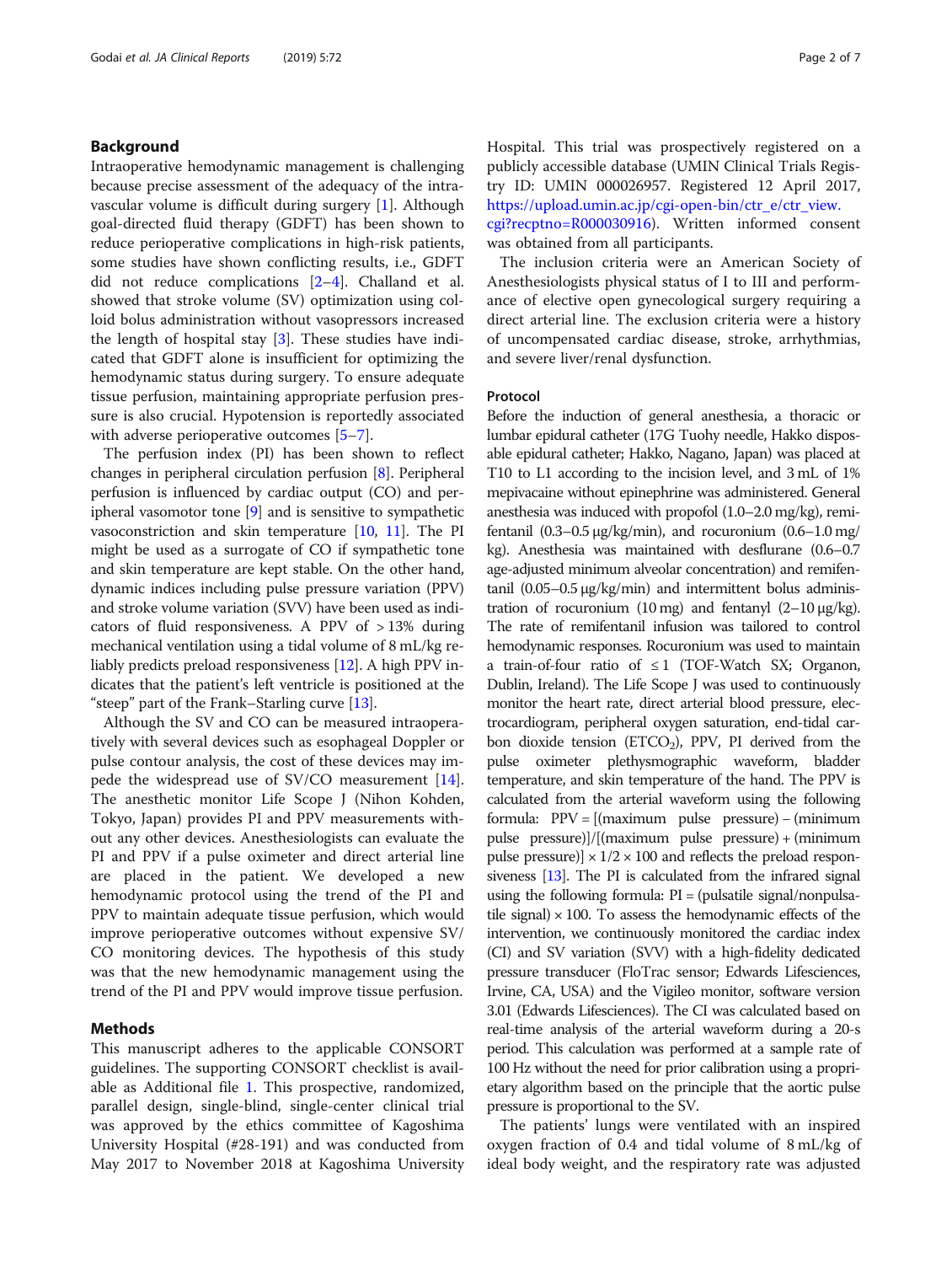## Background

Intraoperative hemodynamic management is challenging because precise assessment of the adequacy of the intravascular volume is difficult during surgery [1]. Although goal-directed fluid therapy (GDFT) has been shown to reduce perioperative complications in high-risk patients, some studies have shown conflicting results, i.e., GDFT did not reduce complications [2–4]. Challand et al. showed that stroke volume (SV) optimization using colloid bolus administration without vasopressors increased the length of hospital stay [3]. These studies have indicated that GDFT alone is insufficient for optimizing the hemodynamic status during surgery. To ensure adequate tissue perfusion, maintaining appropriate perfusion pressure is also crucial. Hypotension is reportedly associated with adverse perioperative outcomes [5–7].

The perfusion index (PI) has been shown to reflect changes in peripheral circulation perfusion [8]. Peripheral perfusion is influenced by cardiac output (CO) and peripheral vasomotor tone [9] and is sensitive to sympathetic vasoconstriction and skin temperature [10, 11]. The PI might be used as a surrogate of CO if sympathetic tone and skin temperature are kept stable. On the other hand, dynamic indices including pulse pressure variation (PPV) and stroke volume variation (SVV) have been used as indicators of fluid responsiveness. A PPV of > 13% during mechanical ventilation using a tidal volume of 8 mL/kg reliably predicts preload responsiveness [12]. A high PPV indicates that the patient's left ventricle is positioned at the "steep" part of the Frank–Starling curve [13].

Although the SV and CO can be measured intraoperatively with several devices such as esophageal Doppler or pulse contour analysis, the cost of these devices may impede the widespread use of SV/CO measurement [14]. The anesthetic monitor Life Scope J (Nihon Kohden, Tokyo, Japan) provides PI and PPV measurements without any other devices. Anesthesiologists can evaluate the PI and PPV if a pulse oximeter and direct arterial line are placed in the patient. We developed a new hemodynamic protocol using the trend of the PI and PPV to maintain adequate tissue perfusion, which would improve perioperative outcomes without expensive SV/CO monitoring devices. The hypothesis of this study was that the new hemodynamic management using the trend of the PI and PPV would improve tissue perfusion.

## Methods

This manuscript adheres to the applicable CONSORT guidelines. The supporting CONSORT checklist is available as Additional file 1. This prospective, randomized, parallel design, single-blind, single-center clinical trial was approved by the ethics committee of Kagoshima University Hospital (#28-191) and was conducted from May 2017 to November 2018 at Kagoshima University Hospital. This trial was prospectively registered on a publicly accessible database (UMIN Clinical Trials Registry ID: UMIN 000026957. Registered 12 April 2017, https://upload.umin.ac.jp/cgi-open-bin/ctr_e/ctr_view.cgi?recptno=R000030916). Written informed consent was obtained from all participants.

The inclusion criteria were an American Society of Anesthesiologists physical status of I to III and performance of elective open gynecological surgery requiring a direct arterial line. The exclusion criteria were a history of uncompensated cardiac disease, stroke, arrhythmias, and severe liver/renal dysfunction.

### Protocol

Before the induction of general anesthesia, a thoracic or lumbar epidural catheter (17G Tuohy needle, Hakko disposable epidural catheter; Hakko, Nagano, Japan) was placed at T10 to L1 according to the incision level, and 3 mL of 1% mepivacaine without epinephrine was administered. General anesthesia was induced with propofol (1.0–2.0 mg/kg), remifentanil (0.3–0.5 μg/kg/min), and rocuronium (0.6–1.0 mg/kg). Anesthesia was maintained with desflurane (0.6–0.7 age-adjusted minimum alveolar concentration) and remifentanil (0.05–0.5 μg/kg/min) and intermittent bolus administration of rocuronium (10 mg) and fentanyl (2–10 μg/kg). The rate of remifentanil infusion was tailored to control hemodynamic responses. Rocuronium was used to maintain a train-of-four ratio of ≤ 1 (TOF-Watch SX; Organon, Dublin, Ireland). The Life Scope J was used to continuously monitor the heart rate, direct arterial blood pressure, electrocardiogram, peripheral oxygen saturation, end-tidal carbon dioxide tension ($ETCO_2$), PPV, PI derived from the pulse oximeter plethysmographic waveform, bladder temperature, and skin temperature of the hand. The PPV is calculated from the arterial waveform using the following formula: PPV = [(maximum pulse pressure) – (minimum pulse pressure)]/[(maximum pulse pressure) + (minimum pulse pressure)] × 1/2 × 100 and reflects the preload responsiveness [13]. The PI is calculated from the infrared signal using the following formula: PI = (pulsatile signal/nonpulsatile signal) × 100. To assess the hemodynamic effects of the intervention, we continuously monitored the cardiac index (CI) and SV variation (SVV) with a high-fidelity dedicated pressure transducer (FloTrac sensor; Edwards Lifesciences, Irvine, CA, USA) and the Vigileo monitor, software version 3.01 (Edwards Lifesciences). The CI was calculated based on real-time analysis of the arterial waveform during a 20-s period. This calculation was performed at a sample rate of 100 Hz without the need for prior calibration using a proprietary algorithm based on the principle that the aortic pulse pressure is proportional to the SV.

The patients' lungs were ventilated with an inspired oxygen fraction of 0.4 and tidal volume of 8 mL/kg of ideal body weight, and the respiratory rate was adjusted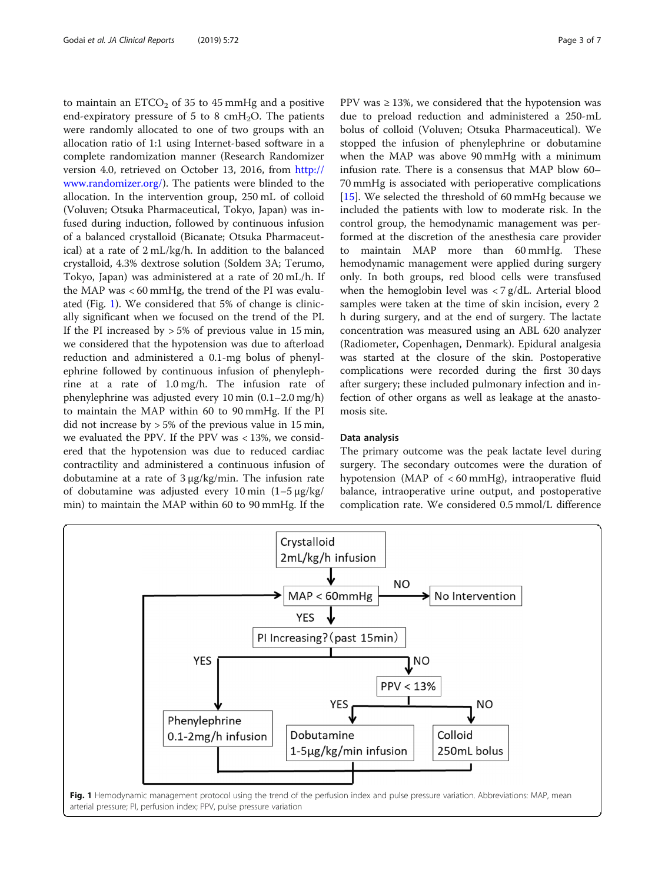to maintain an $ETCO_2$ of 35 to 45 mmHg and a positive end-expiratory pressure of 5 to 8 $cmH_2O$. The patients were randomly allocated to one of two groups with an allocation ratio of 1:1 using Internet-based software in a complete randomization manner (Research Randomizer version 4.0, retrieved on October 13, 2016, from http://www.randomizer.org/). The patients were blinded to the allocation. In the intervention group, 250 mL of colloid (Voluven; Otsuka Pharmaceutical, Tokyo, Japan) was infused during induction, followed by continuous infusion of a balanced crystalloid (Bicanate; Otsuka Pharmaceutical) at a rate of 2 mL/kg/h. In addition to the balanced crystalloid, 4.3% dextrose solution (Soldem 3A; Terumo, Tokyo, Japan) was administered at a rate of 20 mL/h. If the MAP was < 60 mmHg, the trend of the PI was evaluated (Fig. 1). We considered that 5% of change is clinically significant when we focused on the trend of the PI. If the PI increased by > 5% of previous value in 15 min, we considered that the hypotension was due to afterload reduction and administered a 0.1-mg bolus of phenylephrine followed by continuous infusion of phenylephrine at a rate of 1.0 mg/h. The infusion rate of phenylephrine was adjusted every 10 min (0.1–2.0 mg/h) to maintain the MAP within 60 to 90 mmHg. If the PI did not increase by > 5% of the previous value in 15 min, we evaluated the PPV. If the PPV was < 13%, we considered that the hypotension was due to reduced cardiac contractility and administered a continuous infusion of dobutamine at a rate of 3 μg/kg/min. The infusion rate of dobutamine was adjusted every 10 min (1–5 μg/kg/min) to maintain the MAP within 60 to 90 mmHg. If the PPV was ≥ 13%, we considered that the hypotension was due to preload reduction and administered a 250-mL bolus of colloid (Voluven; Otsuka Pharmaceutical). We stopped the infusion of phenylephrine or dobutamine when the MAP was above 90 mmHg with a minimum infusion rate. There is a consensus that MAP blow 60–70 mmHg is associated with perioperative complications [15]. We selected the threshold of 60 mmHg because we included the patients with low to moderate risk. In the control group, the hemodynamic management was performed at the discretion of the anesthesia care provider to maintain MAP more than 60 mmHg. These hemodynamic management were applied during surgery only. In both groups, red blood cells were transfused when the hemoglobin level was < 7 g/dL. Arterial blood samples were taken at the time of skin incision, every 2 h during surgery, and at the end of surgery. The lactate concentration was measured using an ABL 620 analyzer (Radiometer, Copenhagen, Denmark). Epidural analgesia was started at the closure of the skin. Postoperative complications were recorded during the first 30 days after surgery; these included pulmonary infection and infection of other organs as well as leakage at the anastomosis site.

### Data analysis

The primary outcome was the peak lactate level during surgery. The secondary outcomes were the duration of hypotension (MAP of < 60 mmHg), intraoperative fluid balance, intraoperative urine output, and postoperative complication rate. We considered 0.5 mmol/L difference

Crystalloid 2mL/kg/h infusion → MAP < 60mmHg → NO → No Intervention; YES → PI Increasing? (past 15min) → YES → Phenylephrine 0.1-2mg/h infusion; NO → PPV < 13% → YES → Dobutamine 1-5μg/kg/min infusion; NO → Colloid 250mL bolus

**Fig. 1** Hemodynamic management protocol using the trend of the perfusion index and pulse pressure variation. Abbreviations: MAP, mean arterial pressure; PI, perfusion index; PPV, pulse pressure variation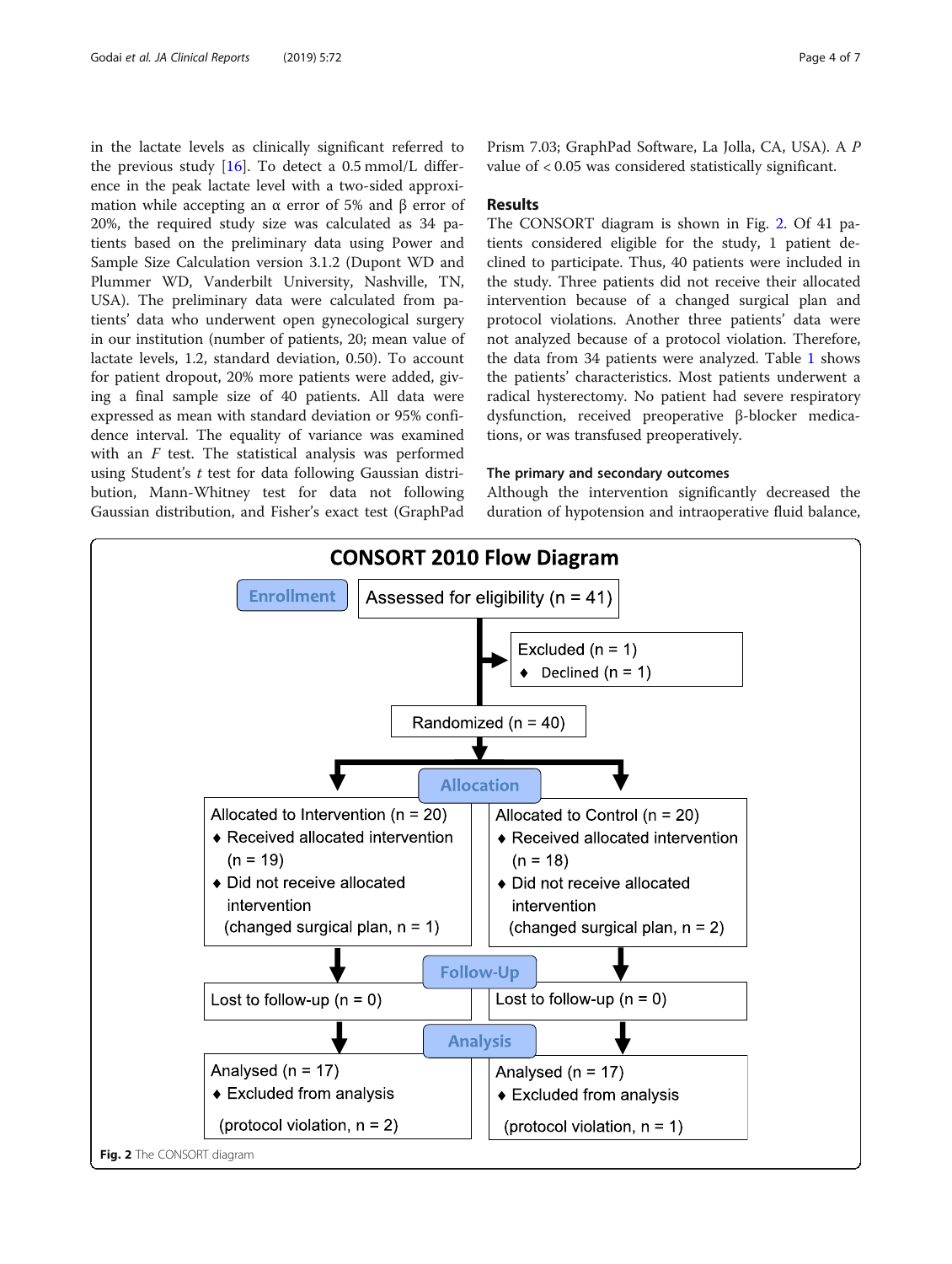in the lactate levels as clinically significant referred to the previous study [16]. To detect a 0.5 mmol/L difference in the peak lactate level with a two-sided approximation while accepting an α error of 5% and β error of 20%, the required study size was calculated as 34 patients based on the preliminary data using Power and Sample Size Calculation version 3.1.2 (Dupont WD and Plummer WD, Vanderbilt University, Nashville, TN, USA). The preliminary data were calculated from patients' data who underwent open gynecological surgery in our institution (number of patients, 20; mean value of lactate levels, 1.2, standard deviation, 0.50). To account for patient dropout, 20% more patients were added, giving a final sample size of 40 patients. All data were expressed as mean with standard deviation or 95% confidence interval. The equality of variance was examined with an *F* test. The statistical analysis was performed using Student's *t* test for data following Gaussian distribution, Mann-Whitney test for data not following Gaussian distribution, and Fisher's exact test (GraphPad Prism 7.03; GraphPad Software, La Jolla, CA, USA). A *P* value of < 0.05 was considered statistically significant.

## Results

The CONSORT diagram is shown in Fig. 2. Of 41 patients considered eligible for the study, 1 patient declined to participate. Thus, 40 patients were included in the study. Three patients did not receive their allocated intervention because of a changed surgical plan and protocol violations. Another three patients' data were not analyzed because of a protocol violation. Therefore, the data from 34 patients were analyzed. Table 1 shows the patients' characteristics. Most patients underwent a radical hysterectomy. No patient had severe respiratory dysfunction, received preoperative β-blocker medications, or was transfused preoperatively.

### The primary and secondary outcomes

Although the intervention significantly decreased the duration of hypotension and intraoperative fluid balance,

**CONSORT 2010 Flow Diagram**

**Enrollment**

Assessed for eligibility (n = 41)

Excluded (n = 1)
- Declined (n = 1)

Randomized (n = 40)

**Allocation**

| Intervention | Control |
| --- | --- |
| Allocated to Intervention (n = 20)<br>♦ Received allocated intervention (n = 19)<br>♦ Did not receive allocated intervention (changed surgical plan, n = 1) | Allocated to Control (n = 20)<br>♦ Received allocated intervention (n = 18)<br>♦ Did not receive allocated intervention (changed surgical plan, n = 2) |

**Follow-Up**

| Intervention | Control |
| --- | --- |
| Lost to follow-up (n = 0) | Lost to follow-up (n = 0) |

**Analysis**

| Intervention | Control |
| --- | --- |
| Analysed (n = 17)<br>♦ Excluded from analysis (protocol violation, n = 2) | Analysed (n = 17)<br>♦ Excluded from analysis (protocol violation, n = 1) |

**Fig. 2** The CONSORT diagram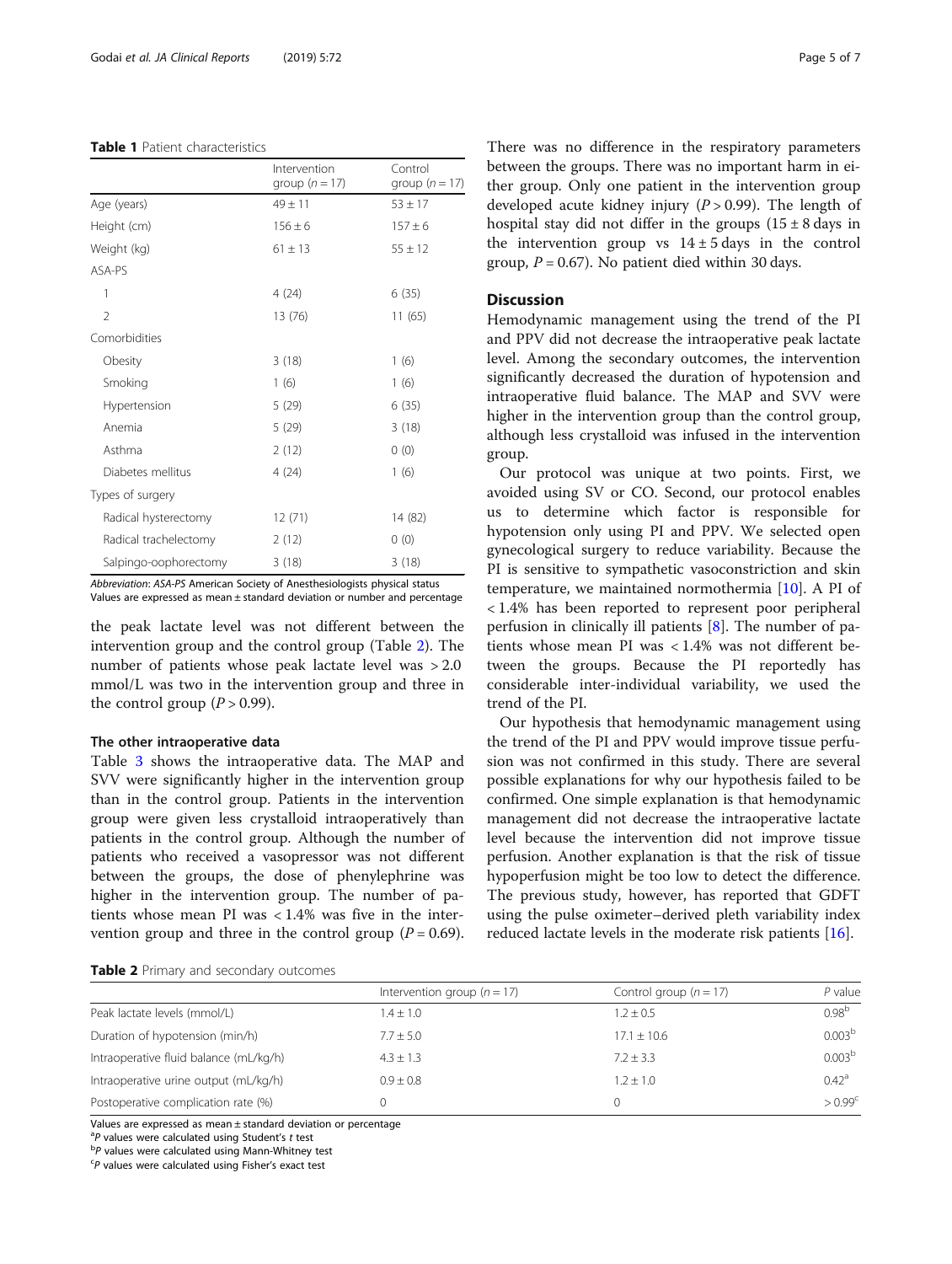**Table 1** Patient characteristics

| | Intervention group ($n = 17$) | Control group ($n = 17$) |
|---|---|---|
| Age (years) | 49 ± 11 | 53 ± 17 |
| Height (cm) | 156 ± 6 | 157 ± 6 |
| Weight (kg) | 61 ± 13 | 55 ± 12 |
| ASA-PS | | |
| 1 | 4 (24) | 6 (35) |
| 2 | 13 (76) | 11 (65) |
| Comorbidities | | |
| Obesity | 3 (18) | 1 (6) |
| Smoking | 1 (6) | 1 (6) |
| Hypertension | 5 (29) | 6 (35) |
| Anemia | 5 (29) | 3 (18) |
| Asthma | 2 (12) | 0 (0) |
| Diabetes mellitus | 4 (24) | 1 (6) |
| Types of surgery | | |
| Radical hysterectomy | 12 (71) | 14 (82) |
| Radical trachelectomy | 2 (12) | 0 (0) |
| Salpingo-oophorectomy | 3 (18) | 3 (18) |

*Abbreviation*: *ASA-PS* American Society of Anesthesiologists physical status
Values are expressed as mean ± standard deviation or number and percentage

the peak lactate level was not different between the intervention group and the control group (Table 2). The number of patients whose peak lactate level was > 2.0 mmol/L was two in the intervention group and three in the control group ($P > 0.99$).

#### The other intraoperative data

Table 3 shows the intraoperative data. The MAP and SVV were significantly higher in the intervention group than in the control group. Patients in the intervention group were given less crystalloid intraoperatively than patients in the control group. Although the number of patients who received a vasopressor was not different between the groups, the dose of phenylephrine was higher in the intervention group. The number of patients whose mean PI was < 1.4% was five in the intervention group and three in the control group ($P = 0.69$). There was no difference in the respiratory parameters between the groups. There was no important harm in either group. Only one patient in the intervention group developed acute kidney injury ($P > 0.99$). The length of hospital stay did not differ in the groups (15 ± 8 days in the intervention group vs 14 ± 5 days in the control group, $P = 0.67$). No patient died within 30 days.

## Discussion

Hemodynamic management using the trend of the PI and PPV did not decrease the intraoperative peak lactate level. Among the secondary outcomes, the intervention significantly decreased the duration of hypotension and intraoperative fluid balance. The MAP and SVV were higher in the intervention group than the control group, although less crystalloid was infused in the intervention group.

Our protocol was unique at two points. First, we avoided using SV or CO. Second, our protocol enables us to determine which factor is responsible for hypotension only using PI and PPV. We selected open gynecological surgery to reduce variability. Because the PI is sensitive to sympathetic vasoconstriction and skin temperature, we maintained normothermia [10]. A PI of < 1.4% has been reported to represent poor peripheral perfusion in clinically ill patients [8]. The number of patients whose mean PI was < 1.4% was not different between the groups. Because the PI reportedly has considerable inter-individual variability, we used the trend of the PI.

Our hypothesis that hemodynamic management using the trend of the PI and PPV would improve tissue perfusion was not confirmed in this study. There are several possible explanations for why our hypothesis failed to be confirmed. One simple explanation is that hemodynamic management did not decrease the intraoperative lactate level because the intervention did not improve tissue perfusion. Another explanation is that the risk of tissue hypoperfusion might be too low to detect the difference. The previous study, however, has reported that GDFT using the pulse oximeter–derived pleth variability index reduced lactate levels in the moderate risk patients [16].

**Table 2** Primary and secondary outcomes

| | Intervention group ($n = 17$) | Control group ($n = 17$) | $P$ value |
|---|---|---|---|
| Peak lactate levels (mmol/L) | 1.4 ± 1.0 | 1.2 ± 0.5 | 0.98[b] |
| Duration of hypotension (min/h) | 7.7 ± 5.0 | 17.1 ± 10.6 | 0.003[b] |
| Intraoperative fluid balance (mL/kg/h) | 4.3 ± 1.3 | 7.2 ± 3.3 | 0.003[b] |
| Intraoperative urine output (mL/kg/h) | 0.9 ± 0.8 | 1.2 ± 1.0 | 0.42[a] |
| Postoperative complication rate (%) | 0 | 0 | > 0.99[c] |

Values are expressed as mean ± standard deviation or percentage
[a] $P$ values were calculated using Student's $t$ test
[b] $P$ values were calculated using Mann-Whitney test
[c] $P$ values were calculated using Fisher's exact test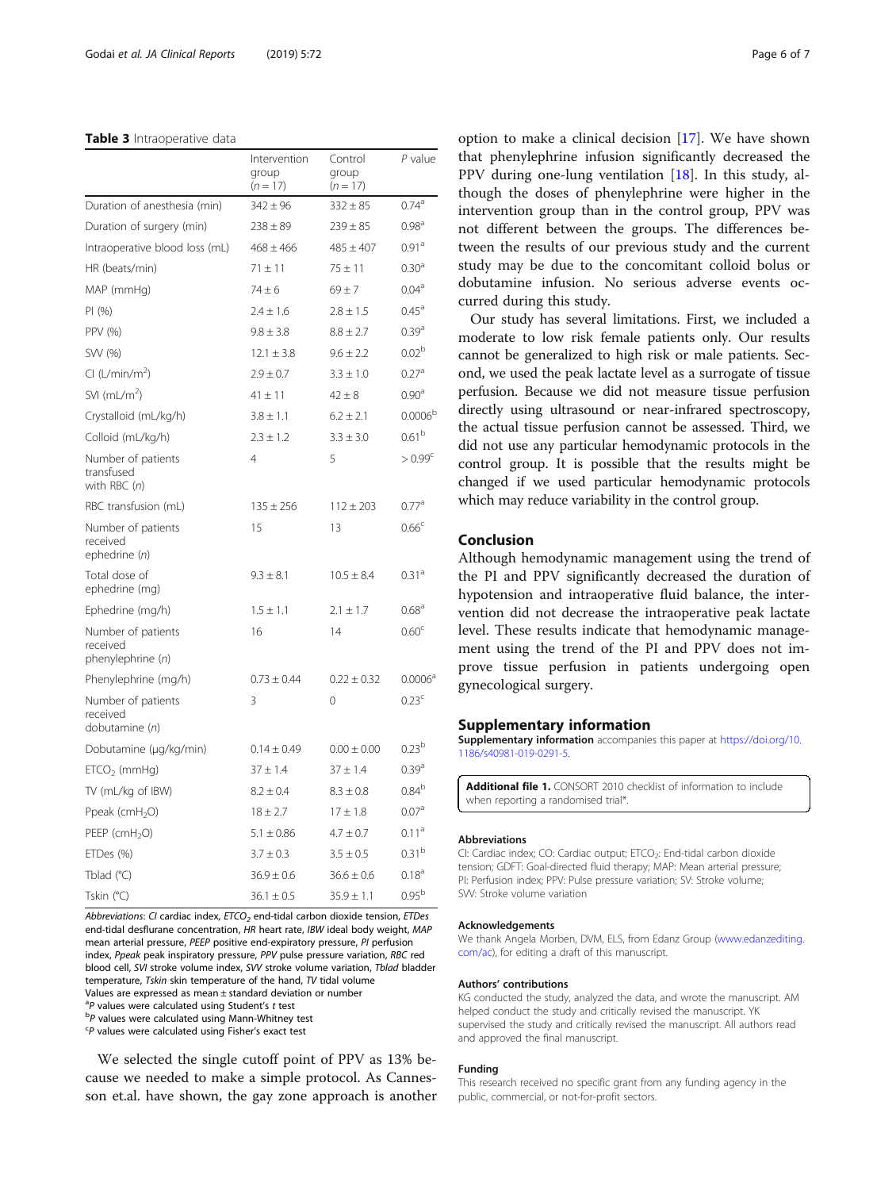**Table 3** Intraoperative data

| | Intervention group (*n* = 17) | Control group (*n* = 17) | *P* value |
|---|---|---|---|
| Duration of anesthesia (min) | 342 ± 96 | 332 ± 85 | 0.74[a] |
| Duration of surgery (min) | 238 ± 89 | 239 ± 85 | 0.98[a] |
| Intraoperative blood loss (mL) | 468 ± 466 | 485 ± 407 | 0.91[a] |
| HR (beats/min) | 71 ± 11 | 75 ± 11 | 0.30[a] |
| MAP (mmHg) | 74 ± 6 | 69 ± 7 | 0.04[a] |
| PI (%) | 2.4 ± 1.6 | 2.8 ± 1.5 | 0.45[a] |
| PPV (%) | 9.8 ± 3.8 | 8.8 ± 2.7 | 0.39[a] |
| SVV (%) | 12.1 ± 3.8 | 9.6 ± 2.2 | 0.02[b] |
| CI (L/min/m$^2$) | 2.9 ± 0.7 | 3.3 ± 1.0 | 0.27[a] |
| SVI (mL/m$^2$) | 41 ± 11 | 42 ± 8 | 0.90[a] |
| Crystalloid (mL/kg/h) | 3.8 ± 1.1 | 6.2 ± 2.1 | 0.0006[b] |
| Colloid (mL/kg/h) | 2.3 ± 1.2 | 3.3 ± 3.0 | 0.61[b] |
| Number of patients transfused with RBC (*n*) | 4 | 5 | > 0.99[c] |
| RBC transfusion (mL) | 135 ± 256 | 112 ± 203 | 0.77[a] |
| Number of patients received ephedrine (*n*) | 15 | 13 | 0.66[c] |
| Total dose of ephedrine (mg) | 9.3 ± 8.1 | 10.5 ± 8.4 | 0.31[a] |
| Ephedrine (mg/h) | 1.5 ± 1.1 | 2.1 ± 1.7 | 0.68[a] |
| Number of patients received phenylephrine (*n*) | 16 | 14 | 0.60[c] |
| Phenylephrine (mg/h) | 0.73 ± 0.44 | 0.22 ± 0.32 | 0.0006[a] |
| Number of patients received dobutamine (*n*) | 3 | 0 | 0.23[c] |
| Dobutamine (μg/kg/min) | 0.14 ± 0.49 | 0.00 ± 0.00 | 0.23[b] |
| ETCO$_2$ (mmHg) | 37 ± 1.4 | 37 ± 1.4 | 0.39[a] |
| TV (mL/kg of IBW) | 8.2 ± 0.4 | 8.3 ± 0.8 | 0.84[b] |
| Ppeak (cmH$_2$O) | 18 ± 2.7 | 17 ± 1.8 | 0.07[a] |
| PEEP (cmH$_2$O) | 5.1 ± 0.86 | 4.7 ± 0.7 | 0.11[a] |
| ETDes (%) | 3.7 ± 0.3 | 3.5 ± 0.5 | 0.31[b] |
| Tblad (°C) | 36.9 ± 0.6 | 36.6 ± 0.6 | 0.18[a] |
| Tskin (°C) | 36.1 ± 0.5 | 35.9 ± 1.1 | 0.95[b] |

*Abbreviations*: *CI* cardiac index, *ETCO$_2$* end-tidal carbon dioxide tension, *ETDes* end-tidal desflurane concentration, *HR* heart rate, *IBW* ideal body weight, *MAP* mean arterial pressure, *PEEP* positive end-expiratory pressure, *PI* perfusion index, *Ppeak* peak inspiratory pressure, *PPV* pulse pressure variation, *RBC* red blood cell, *SVI* stroke volume index, *SVV* stroke volume variation, *Tblad* bladder temperature, *Tskin* skin temperature of the hand, *TV* tidal volume
Values are expressed as mean ± standard deviation or number
[a]*P* values were calculated using Student's *t* test
[b]*P* values were calculated using Mann-Whitney test
[c]*P* values were calculated using Fisher's exact test

We selected the single cutoff point of PPV as 13% because we needed to make a simple protocol. As Cannesson et.al. have shown, the gay zone approach is another option to make a clinical decision [17]. We have shown that phenylephrine infusion significantly decreased the PPV during one-lung ventilation [18]. In this study, although the doses of phenylephrine were higher in the intervention group than in the control group, PPV was not different between the groups. The differences between the results of our previous study and the current study may be due to the concomitant colloid bolus or dobutamine infusion. No serious adverse events occurred during this study.

Our study has several limitations. First, we included a moderate to low risk female patients only. Our results cannot be generalized to high risk or male patients. Second, we used the peak lactate level as a surrogate of tissue perfusion. Because we did not measure tissue perfusion directly using ultrasound or near-infrared spectroscopy, the actual tissue perfusion cannot be assessed. Third, we did not use any particular hemodynamic protocols in the control group. It is possible that the results might be changed if we used particular hemodynamic protocols which may reduce variability in the control group.

## Conclusion

Although hemodynamic management using the trend of the PI and PPV significantly decreased the duration of hypotension and intraoperative fluid balance, the intervention did not decrease the intraoperative peak lactate level. These results indicate that hemodynamic management using the trend of the PI and PPV does not improve tissue perfusion in patients undergoing open gynecological surgery.

## Supplementary information

**Supplementary information** accompanies this paper at https://doi.org/10.1186/s40981-019-0291-5.

**Additional file 1.** CONSORT 2010 checklist of information to include when reporting a randomised trial*.

### Abbreviations

CI: Cardiac index; CO: Cardiac output; ETCO$_2$: End-tidal carbon dioxide tension; GDFT: Goal-directed fluid therapy; MAP: Mean arterial pressure; PI: Perfusion index; PPV: Pulse pressure variation; SV: Stroke volume; SVV: Stroke volume variation

### Acknowledgements

We thank Angela Morben, DVM, ELS, from Edanz Group (www.edanzediting.com/ac), for editing a draft of this manuscript.

### Authors' contributions

KG conducted the study, analyzed the data, and wrote the manuscript. AM helped conduct the study and critically revised the manuscript. YK supervised the study and critically revised the manuscript. All authors read and approved the final manuscript.

### Funding

This research received no specific grant from any funding agency in the public, commercial, or not-for-profit sectors.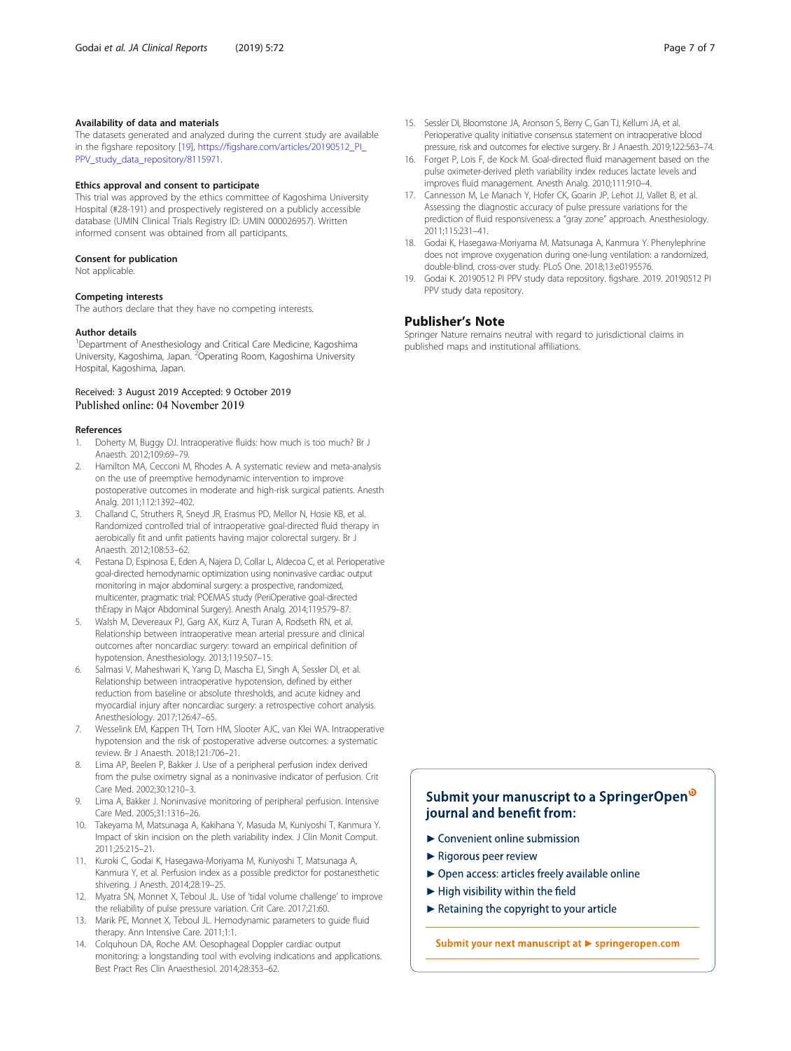### Availability of data and materials

The datasets generated and analyzed during the current study are available in the figshare repository [19], https://figshare.com/articles/20190512_PI_PPV_study_data_repository/8115971.

### Ethics approval and consent to participate

This trial was approved by the ethics committee of Kagoshima University Hospital (#28-191) and prospectively registered on a publicly accessible database (UMIN Clinical Trials Registry ID: UMIN 000026957). Written informed consent was obtained from all participants.

### Consent for publication

Not applicable.

### Competing interests

The authors declare that they have no competing interests.

### Author details

[1]Department of Anesthesiology and Critical Care Medicine, Kagoshima University, Kagoshima, Japan. [2]Operating Room, Kagoshima University Hospital, Kagoshima, Japan.

Received: 3 August 2019 Accepted: 9 October 2019
Published online: 04 November 2019

### References

1. Doherty M, Buggy DJ. Intraoperative fluids: how much is too much? Br J Anaesth. 2012;109:69–79.
2. Hamilton MA, Cecconi M, Rhodes A. A systematic review and meta-analysis on the use of preemptive hemodynamic intervention to improve postoperative outcomes in moderate and high-risk surgical patients. Anesth Analg. 2011;112:1392–402.
3. Challand C, Struthers R, Sneyd JR, Erasmus PD, Mellor N, Hosie KB, et al. Randomized controlled trial of intraoperative goal-directed fluid therapy in aerobically fit and unfit patients having major colorectal surgery. Br J Anaesth. 2012;108:53–62.
4. Pestana D, Espinosa E, Eden A, Najera D, Collar L, Aldecoa C, et al. Perioperative goal-directed hemodynamic optimization using noninvasive cardiac output monitoring in major abdominal surgery: a prospective, randomized, multicenter, pragmatic trial: POEMAS study (PeriOperative goal-directed thErapy in Major Abdominal Surgery). Anesth Analg. 2014;119:579–87.
5. Walsh M, Devereaux PJ, Garg AX, Kurz A, Turan A, Rodseth RN, et al. Relationship between intraoperative mean arterial pressure and clinical outcomes after noncardiac surgery: toward an empirical definition of hypotension. Anesthesiology. 2013;119:507–15.
6. Salmasi V, Maheshwari K, Yang D, Mascha EJ, Singh A, Sessler DI, et al. Relationship between intraoperative hypotension, defined by either reduction from baseline or absolute thresholds, and acute kidney and myocardial injury after noncardiac surgery: a retrospective cohort analysis. Anesthesiology. 2017;126:47–65.
7. Wesselink EM, Kappen TH, Torn HM, Slooter AJC, van Klei WA. Intraoperative hypotension and the risk of postoperative adverse outcomes: a systematic review. Br J Anaesth. 2018;121:706–21.
8. Lima AP, Beelen P, Bakker J. Use of a peripheral perfusion index derived from the pulse oximetry signal as a noninvasive indicator of perfusion. Crit Care Med. 2002;30:1210–3.
9. Lima A, Bakker J. Noninvasive monitoring of peripheral perfusion. Intensive Care Med. 2005;31:1316–26.
10. Takeyama M, Matsunaga A, Kakihana Y, Masuda M, Kuniyoshi T, Kanmura Y. Impact of skin incision on the pleth variability index. J Clin Monit Comput. 2011;25:215–21.
11. Kuroki C, Godai K, Hasegawa-Moriyama M, Kuniyoshi T, Matsunaga A, Kanmura Y, et al. Perfusion index as a possible predictor for postanesthetic shivering. J Anesth. 2014;28:19–25.
12. Myatra SN, Monnet X, Teboul JL. Use of 'tidal volume challenge' to improve the reliability of pulse pressure variation. Crit Care. 2017;21:60.
13. Marik PE, Monnet X, Teboul JL. Hemodynamic parameters to guide fluid therapy. Ann Intensive Care. 2011;1:1.
14. Colquhoun DA, Roche AM. Oesophageal Doppler cardiac output monitoring: a longstanding tool with evolving indications and applications. Best Pract Res Clin Anaesthesiol. 2014;28:353–62.
15. Sessler DI, Bloomstone JA, Aronson S, Berry C, Gan TJ, Kellum JA, et al. Perioperative quality initiative consensus statement on intraoperative blood pressure, risk and outcomes for elective surgery. Br J Anaesth. 2019;122:563–74.
16. Forget P, Lois F, de Kock M. Goal-directed fluid management based on the pulse oximeter-derived pleth variability index reduces lactate levels and improves fluid management. Anesth Analg. 2010;111:910–4.
17. Cannesson M, Le Manach Y, Hofer CK, Goarin JP, Lehot JJ, Vallet B, et al. Assessing the diagnostic accuracy of pulse pressure variations for the prediction of fluid responsiveness: a "gray zone" approach. Anesthesiology. 2011;115:231–41.
18. Godai K, Hasegawa-Moriyama M, Matsunaga A, Kanmura Y. Phenylephrine does not improve oxygenation during one-lung ventilation: a randomized, double-blind, cross-over study. PLoS One. 2018;13:e0195576.
19. Godai K. 20190512 PI PPV study data repository. figshare. 2019. 20190512 PI PPV study data repository.

## Publisher's Note

Springer Nature remains neutral with regard to jurisdictional claims in published maps and institutional affiliations.

**Submit your manuscript to a SpringerOpen journal and benefit from:**

- ► Convenient online submission
- ► Rigorous peer review
- ► Open access: articles freely available online
- ► High visibility within the field
- ► Retaining the copyright to your article

Submit your next manuscript at ► springeropen.com